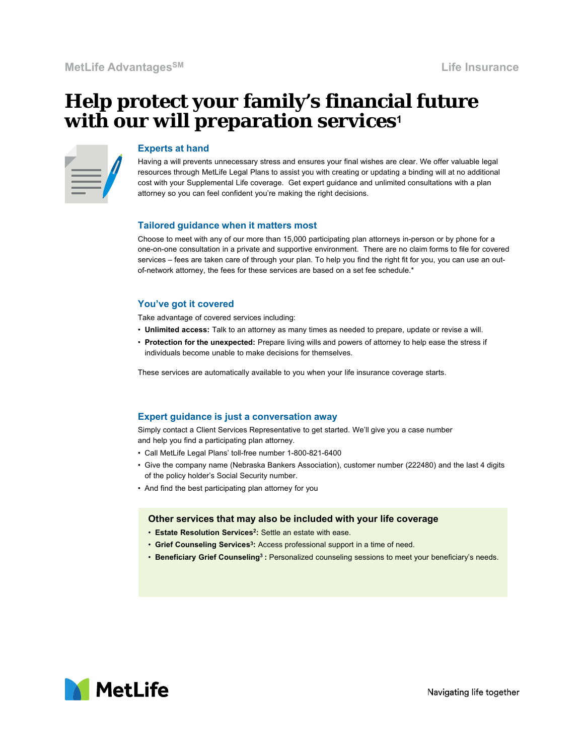MetLife Advantages℠ | Life Insurance

# Help protect your family's financial future with our will preparation services[1]

### Experts at hand

Having a will prevents unnecessary stress and ensures your final wishes are clear. We offer valuable legal resources through MetLife Legal Plans to assist you with creating or updating a binding will at no additional cost with your Supplemental Life coverage. Get expert guidance and unlimited consultations with a plan attorney so you can feel confident you're making the right decisions.

### Tailored guidance when it matters most

Choose to meet with any of our more than 15,000 participating plan attorneys in-person or by phone for a one-on-one consultation in a private and supportive environment. There are no claim forms to file for covered services – fees are taken care of through your plan. To help you find the right fit for you, you can use an out-of-network attorney, the fees for these services are based on a set fee schedule.*

### You've got it covered

Take advantage of covered services including:

- **Unlimited access:** Talk to an attorney as many times as needed to prepare, update or revise a will.
- **Protection for the unexpected:** Prepare living wills and powers of attorney to help ease the stress if individuals become unable to make decisions for themselves.

These services are automatically available to you when your life insurance coverage starts.

### Expert guidance is just a conversation away

Simply contact a Client Services Representative to get started. We'll give you a case number and help you find a participating plan attorney.

- Call MetLife Legal Plans' toll-free number 1-800-821-6400
- Give the company name (Nebraska Bankers Association), customer number (222480) and the last 4 digits of the policy holder's Social Security number.
- And find the best participating plan attorney for you

### Other services that may also be included with your life coverage

- **Estate Resolution Services[2]:** Settle an estate with ease.
- **Grief Counseling Services[3]:** Access professional support in a time of need.
- **Beneficiary Grief Counseling[3] :** Personalized counseling sessions to meet your beneficiary's needs.

MetLife

Navigating life together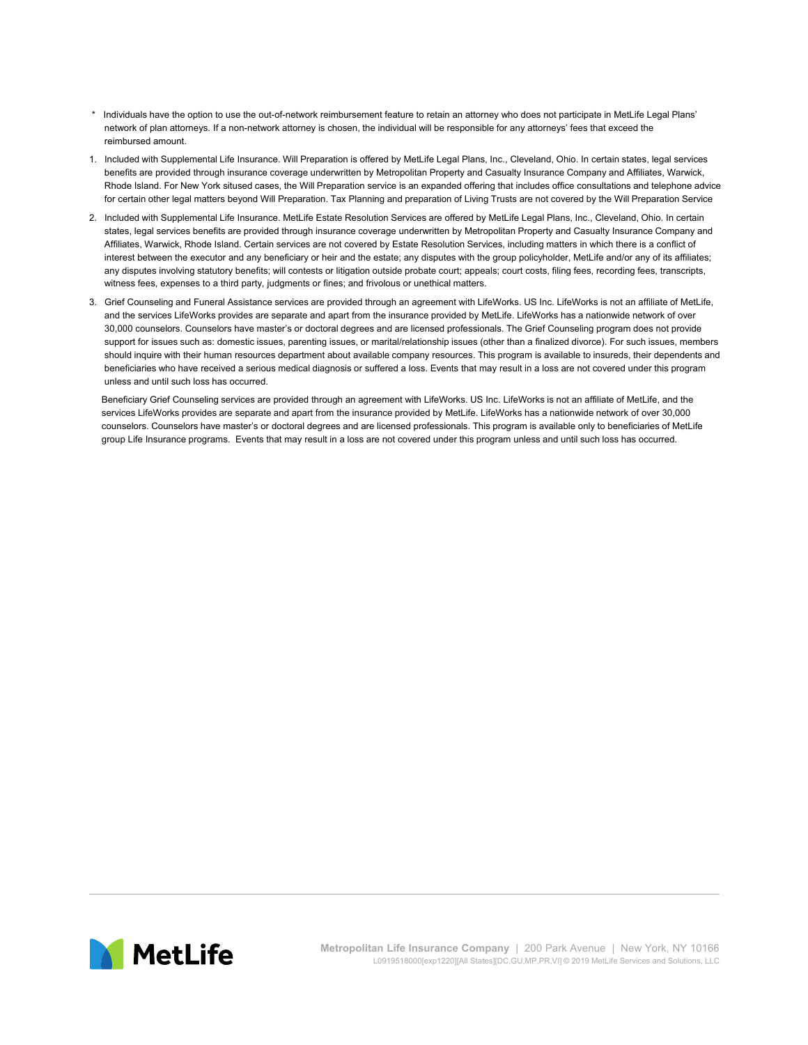\* Individuals have the option to use the out-of-network reimbursement feature to retain an attorney who does not participate in MetLife Legal Plans' network of plan attorneys. If a non-network attorney is chosen, the individual will be responsible for any attorneys' fees that exceed the reimbursed amount.

1. Included with Supplemental Life Insurance. Will Preparation is offered by MetLife Legal Plans, Inc., Cleveland, Ohio. In certain states, legal services benefits are provided through insurance coverage underwritten by Metropolitan Property and Casualty Insurance Company and Affiliates, Warwick, Rhode Island. For New York sitused cases, the Will Preparation service is an expanded offering that includes office consultations and telephone advice for certain other legal matters beyond Will Preparation. Tax Planning and preparation of Living Trusts are not covered by the Will Preparation Service

2. Included with Supplemental Life Insurance. MetLife Estate Resolution Services are offered by MetLife Legal Plans, Inc., Cleveland, Ohio. In certain states, legal services benefits are provided through insurance coverage underwritten by Metropolitan Property and Casualty Insurance Company and Affiliates, Warwick, Rhode Island. Certain services are not covered by Estate Resolution Services, including matters in which there is a conflict of interest between the executor and any beneficiary or heir and the estate; any disputes with the group policyholder, MetLife and/or any of its affiliates; any disputes involving statutory benefits; will contests or litigation outside probate court; appeals; court costs, filing fees, recording fees, transcripts, witness fees, expenses to a third party, judgments or fines; and frivolous or unethical matters.

3. Grief Counseling and Funeral Assistance services are provided through an agreement with LifeWorks. US Inc. LifeWorks is not an affiliate of MetLife, and the services LifeWorks provides are separate and apart from the insurance provided by MetLife. LifeWorks has a nationwide network of over 30,000 counselors. Counselors have master's or doctoral degrees and are licensed professionals. The Grief Counseling program does not provide support for issues such as: domestic issues, parenting issues, or marital/relationship issues (other than a finalized divorce). For such issues, members should inquire with their human resources department about available company resources. This program is available to insureds, their dependents and beneficiaries who have received a serious medical diagnosis or suffered a loss. Events that may result in a loss are not covered under this program unless and until such loss has occurred.

   Beneficiary Grief Counseling services are provided through an agreement with LifeWorks. US Inc. LifeWorks is not an affiliate of MetLife, and the services LifeWorks provides are separate and apart from the insurance provided by MetLife. LifeWorks has a nationwide network of over 30,000 counselors. Counselors have master's or doctoral degrees and are licensed professionals. This program is available only to beneficiaries of MetLife group Life Insurance programs. Events that may result in a loss are not covered under this program unless and until such loss has occurred.

MetLife

**Metropolitan Life Insurance Company** | 200 Park Avenue | New York, NY 10166

L0919518000[exp1220][All States][DC,GU,MP,PR,VI] © 2019 MetLife Services and Solutions, LLC